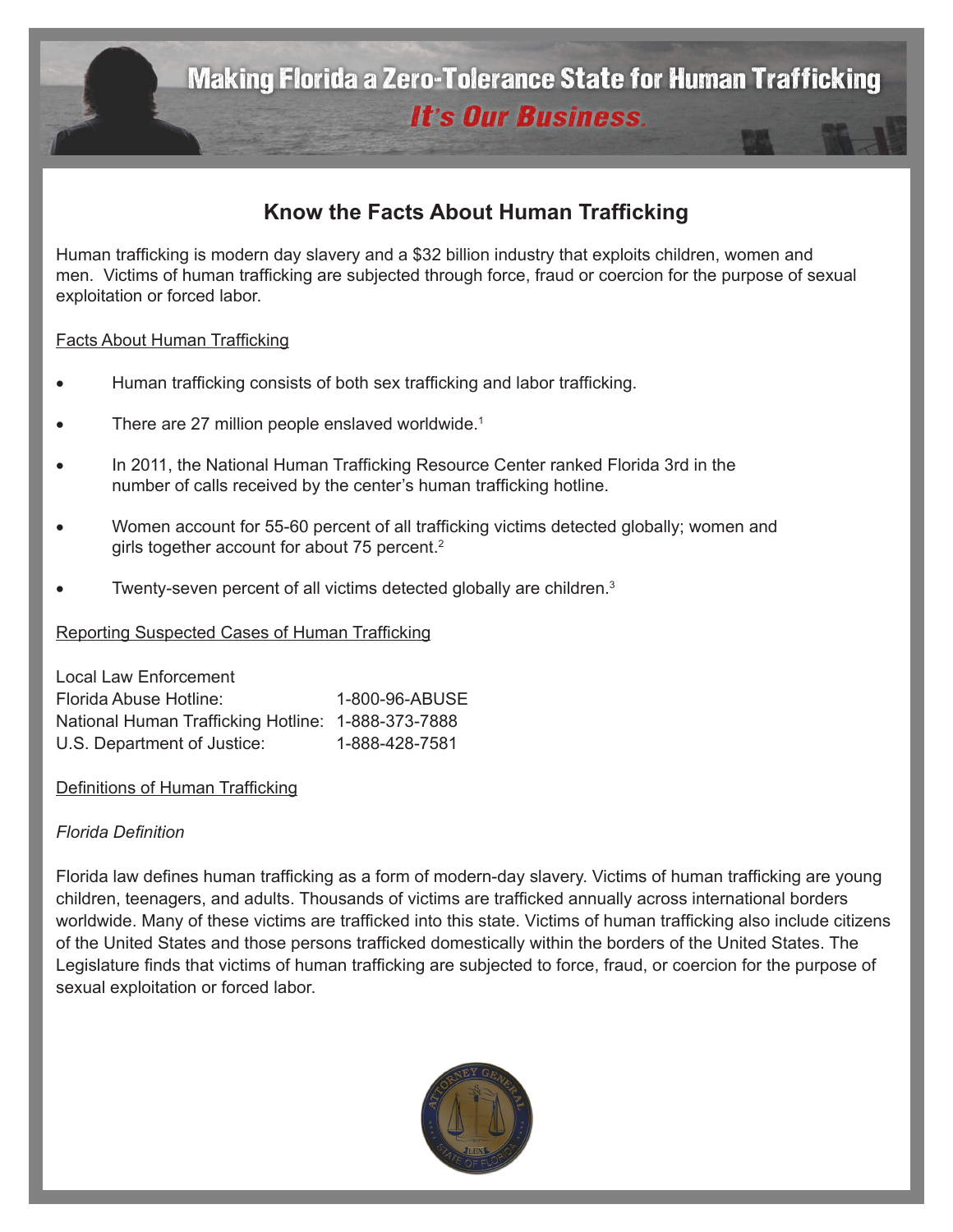# Making Florida a Zero-Tolerance State for Human Trafficking

*It's Our Business.*

## Know the Facts About Human Trafficking

Human trafficking is modern day slavery and a $32 billion industry that exploits children, women and men. Victims of human trafficking are subjected through force, fraud or coercion for the purpose of sexual exploitation or forced labor.

### Facts About Human Trafficking

- Human trafficking consists of both sex trafficking and labor trafficking.
- There are 27 million people enslaved worldwide.[1]
- In 2011, the National Human Trafficking Resource Center ranked Florida 3rd in the number of calls received by the center's human trafficking hotline.
- Women account for 55-60 percent of all trafficking victims detected globally; women and girls together account for about 75 percent.[2]
- Twenty-seven percent of all victims detected globally are children.[3]

### Reporting Suspected Cases of Human Trafficking

Local Law Enforcement
Florida Abuse Hotline: 1-800-96-ABUSE
National Human Trafficking Hotline: 1-888-373-7888
U.S. Department of Justice: 1-888-428-7581

### Definitions of Human Trafficking

*Florida Definition*

Florida law defines human trafficking as a form of modern-day slavery. Victims of human trafficking are young children, teenagers, and adults. Thousands of victims are trafficked annually across international borders worldwide. Many of these victims are trafficked into this state. Victims of human trafficking also include citizens of the United States and those persons trafficked domestically within the borders of the United States. The Legislature finds that victims of human trafficking are subjected to force, fraud, or coercion for the purpose of sexual exploitation or forced labor.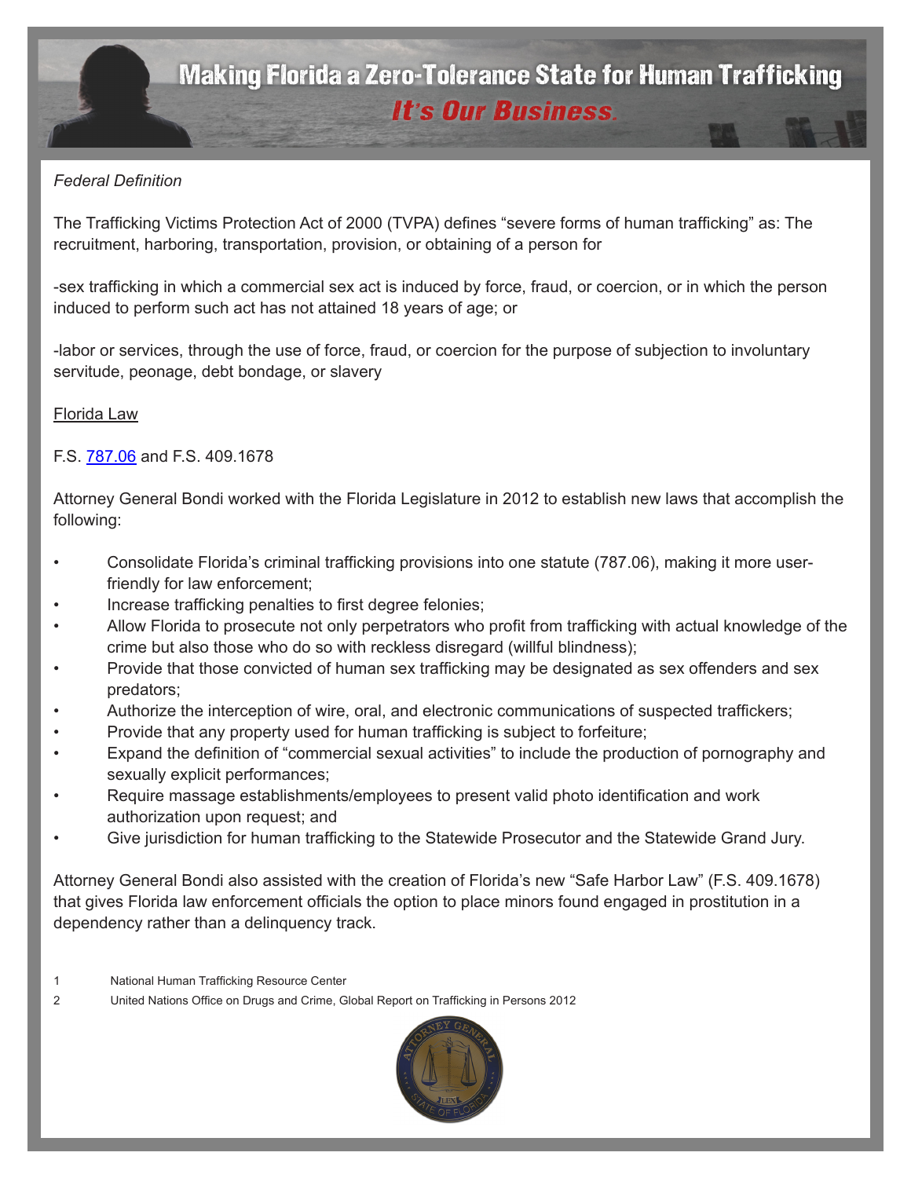# Making Florida a Zero-Tolerance State for Human Trafficking

## *It's Our Business.*

*Federal Definition*

The Trafficking Victims Protection Act of 2000 (TVPA) defines "severe forms of human trafficking" as: The recruitment, harboring, transportation, provision, or obtaining of a person for

-sex trafficking in which a commercial sex act is induced by force, fraud, or coercion, or in which the person induced to perform such act has not attained 18 years of age; or

-labor or services, through the use of force, fraud, or coercion for the purpose of subjection to involuntary servitude, peonage, debt bondage, or slavery

Florida Law

F.S. 787.06 and F.S. 409.1678

Attorney General Bondi worked with the Florida Legislature in 2012 to establish new laws that accomplish the following:

- Consolidate Florida's criminal trafficking provisions into one statute (787.06), making it more user-friendly for law enforcement;
- Increase trafficking penalties to first degree felonies;
- Allow Florida to prosecute not only perpetrators who profit from trafficking with actual knowledge of the crime but also those who do so with reckless disregard (willful blindness);
- Provide that those convicted of human sex trafficking may be designated as sex offenders and sex predators;
- Authorize the interception of wire, oral, and electronic communications of suspected traffickers;
- Provide that any property used for human trafficking is subject to forfeiture;
- Expand the definition of "commercial sexual activities" to include the production of pornography and sexually explicit performances;
- Require massage establishments/employees to present valid photo identification and work authorization upon request; and
- Give jurisdiction for human trafficking to the Statewide Prosecutor and the Statewide Grand Jury.

Attorney General Bondi also assisted with the creation of Florida's new "Safe Harbor Law" (F.S. 409.1678) that gives Florida law enforcement officials the option to place minors found engaged in prostitution in a dependency rather than a delinquency track.

1 National Human Trafficking Resource Center

2 United Nations Office on Drugs and Crime, Global Report on Trafficking in Persons 2012